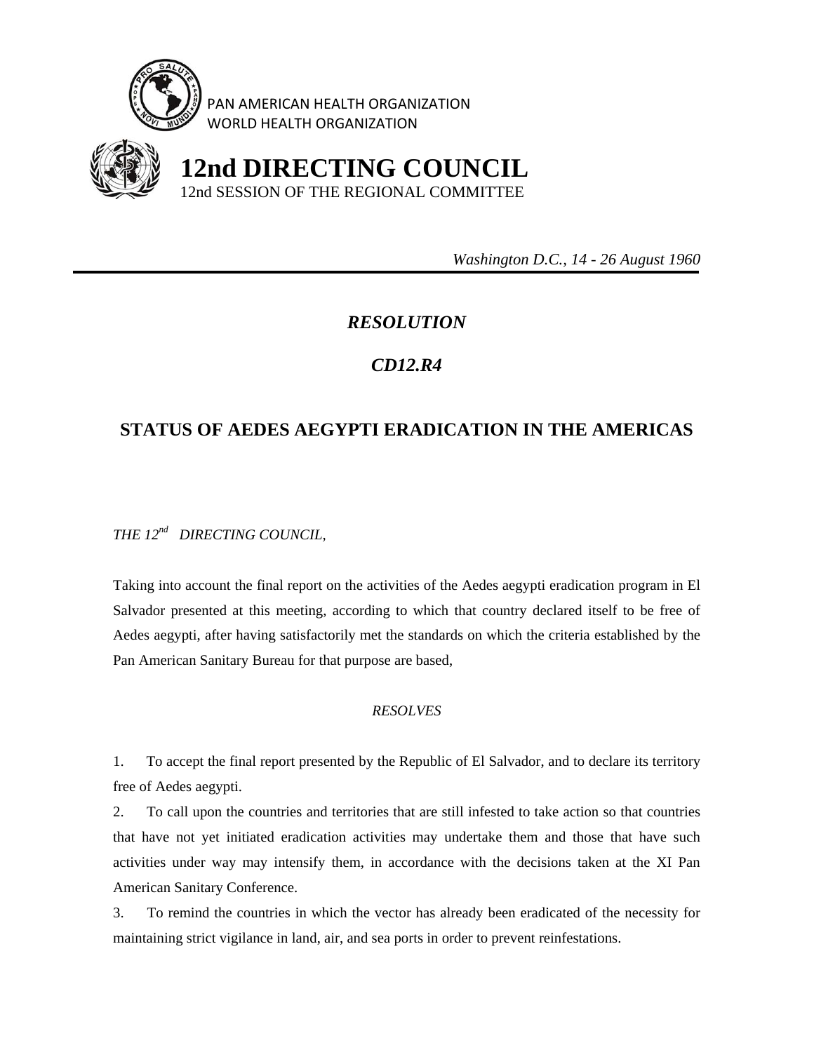PAN AMERICAN HEALTH ORGANIZATION
WORLD HEALTH ORGANIZATION

# 12nd DIRECTING COUNCIL

12nd SESSION OF THE REGIONAL COMMITTEE

*Washington D.C., 14 - 26 August 1960*

---

## *RESOLUTION*

## *CD12.R4*

## STATUS OF AEDES AEGYPTI ERADICATION IN THE AMERICAS

*THE 12nd DIRECTING COUNCIL,*

Taking into account the final report on the activities of the Aedes aegypti eradication program in El Salvador presented at this meeting, according to which that country declared itself to be free of Aedes aegypti, after having satisfactorily met the standards on which the criteria established by the Pan American Sanitary Bureau for that purpose are based,

*RESOLVES*

1. To accept the final report presented by the Republic of El Salvador, and to declare its territory free of Aedes aegypti.
2. To call upon the countries and territories that are still infested to take action so that countries that have not yet initiated eradication activities may undertake them and those that have such activities under way may intensify them, in accordance with the decisions taken at the XI Pan American Sanitary Conference.
3. To remind the countries in which the vector has already been eradicated of the necessity for maintaining strict vigilance in land, air, and sea ports in order to prevent reinfestations.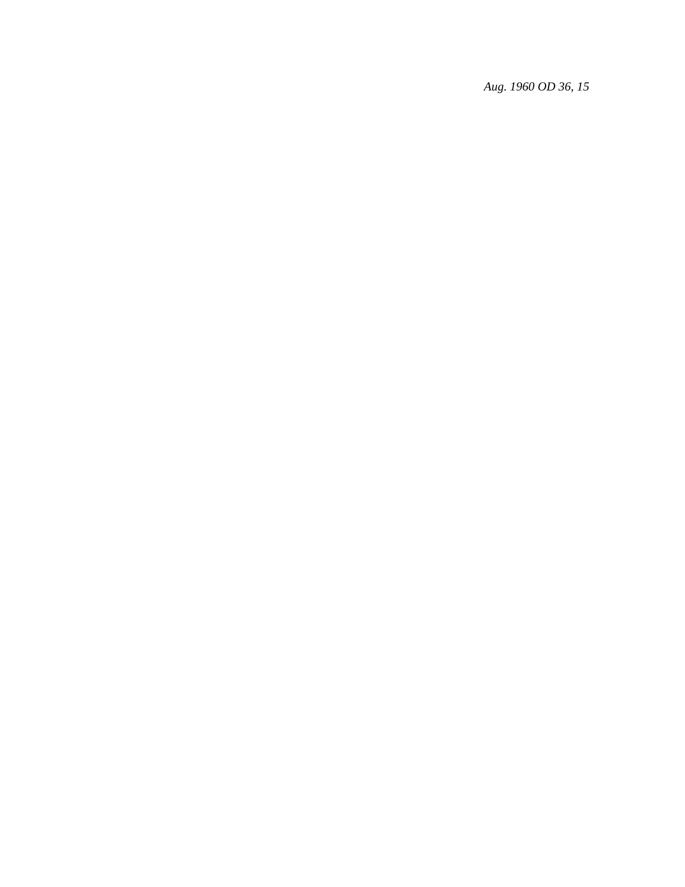*Aug. 1960 OD 36, 15*